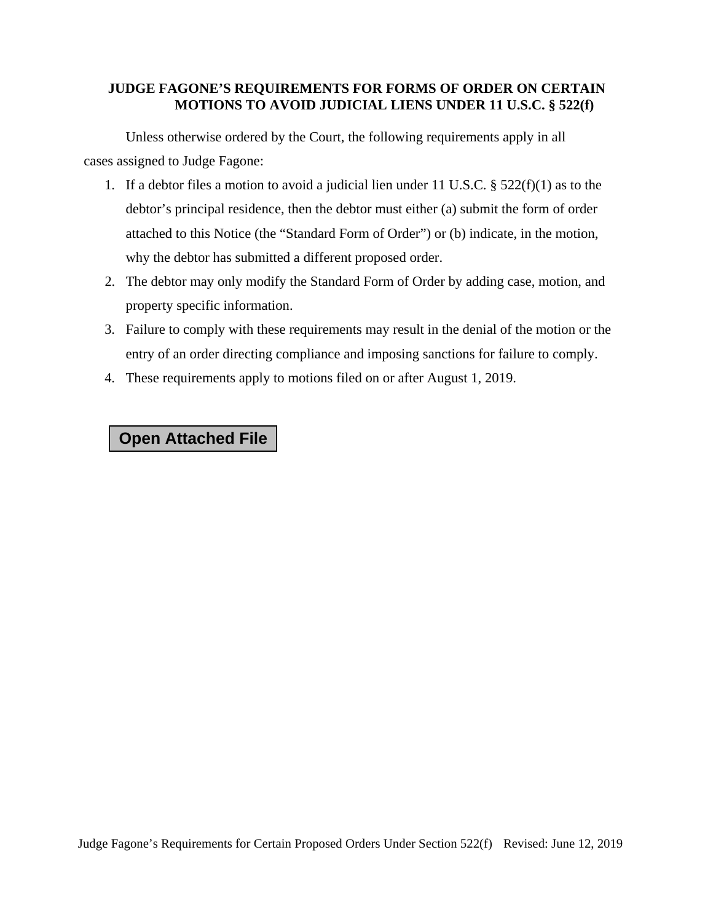**JUDGE FAGONE'S REQUIREMENTS FOR FORMS OF ORDER ON CERTAIN MOTIONS TO AVOID JUDICIAL LIENS UNDER 11 U.S.C. § 522(f)**

Unless otherwise ordered by the Court, the following requirements apply in all cases assigned to Judge Fagone:

1. If a debtor files a motion to avoid a judicial lien under 11 U.S.C. § 522(f)(1) as to the debtor's principal residence, then the debtor must either (a) submit the form of order attached to this Notice (the "Standard Form of Order") or (b) indicate, in the motion, why the debtor has submitted a different proposed order.
2. The debtor may only modify the Standard Form of Order by adding case, motion, and property specific information.
3. Failure to comply with these requirements may result in the denial of the motion or the entry of an order directing compliance and imposing sanctions for failure to comply.
4. These requirements apply to motions filed on or after August 1, 2019.

**Open Attached File**

Judge Fagone's Requirements for Certain Proposed Orders Under Section 522(f) Revised: June 12, 2019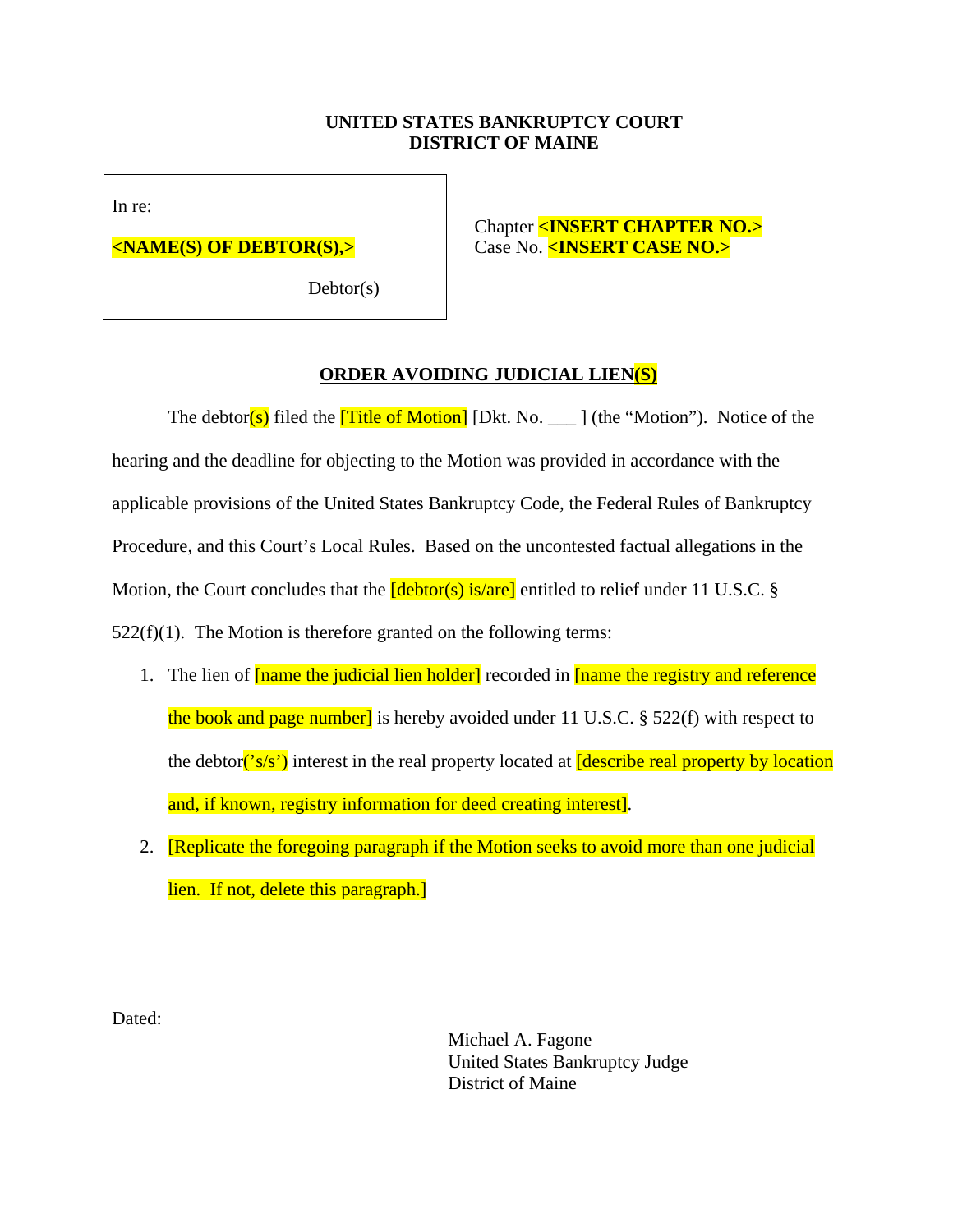**UNITED STATES BANKRUPTCY COURT**
**DISTRICT OF MAINE**

| | |
|---|---|
| In re:<br><br>**<NAME(S) OF DEBTOR(S),>**<br><br>Debtor(s) | Chapter **<INSERT CHAPTER NO.>**<br>Case No. **<INSERT CASE NO.>** |

**ORDER AVOIDING JUDICIAL LIEN(S)**

The debtor(s) filed the [Title of Motion] [Dkt. No. ___ ] (the "Motion"). Notice of the hearing and the deadline for objecting to the Motion was provided in accordance with the applicable provisions of the United States Bankruptcy Code, the Federal Rules of Bankruptcy Procedure, and this Court's Local Rules. Based on the uncontested factual allegations in the Motion, the Court concludes that the [debtor(s) is/are] entitled to relief under 11 U.S.C. § 522(f)(1). The Motion is therefore granted on the following terms:

1. The lien of [name the judicial lien holder] recorded in [name the registry and reference the book and page number] is hereby avoided under 11 U.S.C. § 522(f) with respect to the debtor('s/s') interest in the real property located at [describe real property by location and, if known, registry information for deed creating interest].
2. [Replicate the foregoing paragraph if the Motion seeks to avoid more than one judicial lien. If not, delete this paragraph.]

Dated:

\_\_\_\_\_\_\_\_\_\_\_\_\_\_\_\_\_\_\_\_\_\_\_\_\_\_\_\_\_\_\_\_\_\_\_\_
Michael A. Fagone
United States Bankruptcy Judge
District of Maine